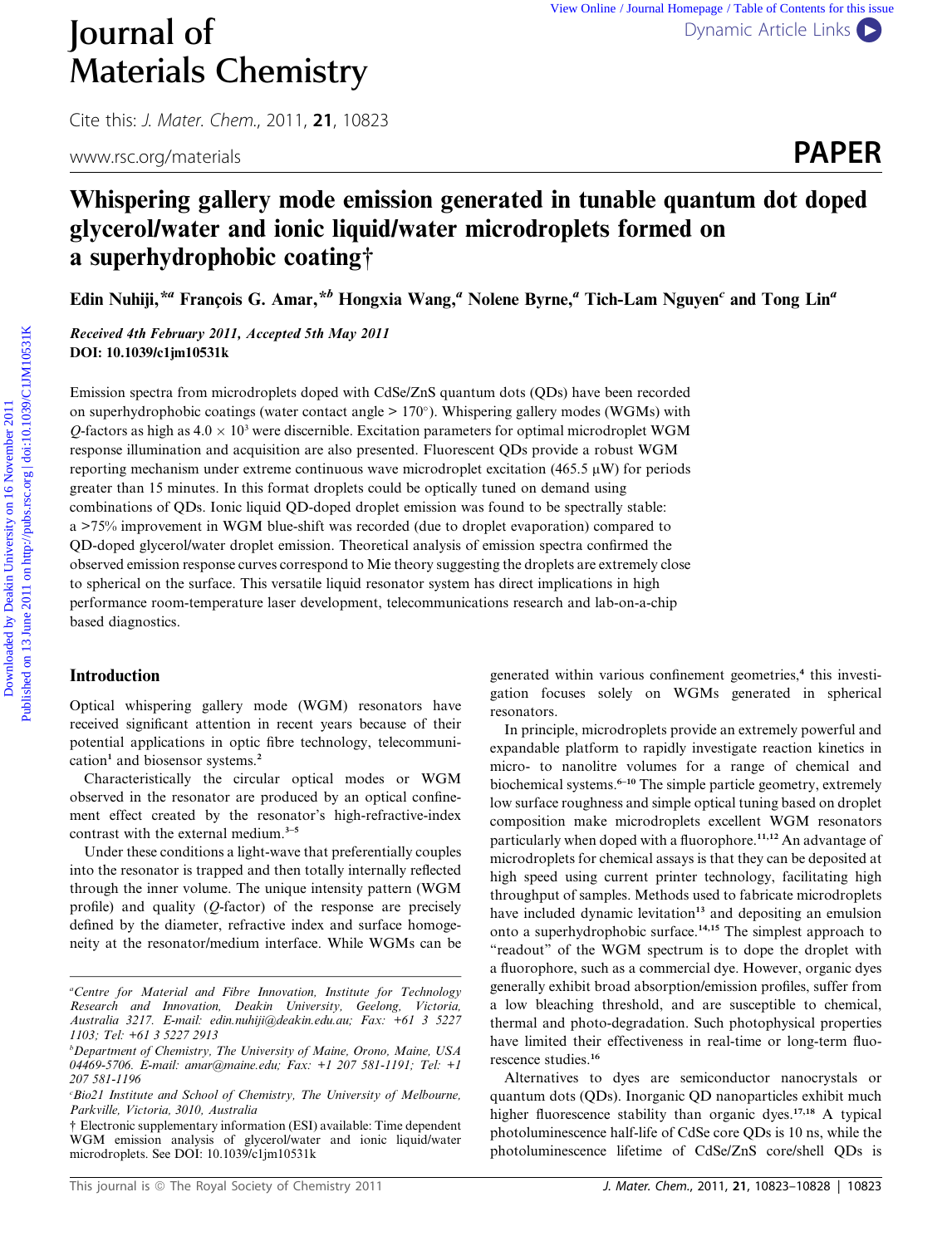# Whispering gallery mode emission generated in tunable quantum dot doped glycerol/water and ionic liquid/water microdroplets formed on a superhydrophobic coating†

**Edin Nuhiji,\*[a] François G. Amar,\*[b] Hongxia Wang,[a] Nolene Byrne,[a] Tich-Lam Nguyen[c] and Tong Lin[a]**

***Received 4th February 2011, Accepted 5th May 2011***
**DOI: 10.1039/c1jm10531k**

Emission spectra from microdroplets doped with CdSe/ZnS quantum dots (QDs) have been recorded on superhydrophobic coatings (water contact angle > 170°). Whispering gallery modes (WGMs) with $Q$-factors as high as $4.0 \times 10^3$ were discernible. Excitation parameters for optimal microdroplet WGM response illumination and acquisition are also presented. Fluorescent QDs provide a robust WGM reporting mechanism under extreme continuous wave microdroplet excitation (465.5 μW) for periods greater than 15 minutes. In this format droplets could be optically tuned on demand using combinations of QDs. Ionic liquid QD-doped droplet emission was found to be spectrally stable: a >75% improvement in WGM blue-shift was recorded (due to droplet evaporation) compared to QD-doped glycerol/water droplet emission. Theoretical analysis of emission spectra confirmed the observed emission response curves correspond to Mie theory suggesting the droplets are extremely close to spherical on the surface. This versatile liquid resonator system has direct implications in high performance room-temperature laser development, telecommunications research and lab-on-a-chip based diagnostics.

## Introduction

Optical whispering gallery mode (WGM) resonators have received significant attention in recent years because of their potential applications in optic fibre technology, telecommunication[1] and biosensor systems.[2]

Characteristically the circular optical modes or WGM observed in the resonator are produced by an optical confinement effect created by the resonator's high-refractive-index contrast with the external medium.[3–5]

Under these conditions a light-wave that preferentially couples into the resonator is trapped and then totally internally reflected through the inner volume. The unique intensity pattern (WGM profile) and quality ($Q$-factor) of the response are precisely defined by the diameter, refractive index and surface homogeneity at the resonator/medium interface. While WGMs can be generated within various confinement geometries,[4] this investigation focuses solely on WGMs generated in spherical resonators.

In principle, microdroplets provide an extremely powerful and expandable platform to rapidly investigate reaction kinetics in micro- to nanolitre volumes for a range of chemical and biochemical systems.[6–10] The simple particle geometry, extremely low surface roughness and simple optical tuning based on droplet composition make microdroplets excellent WGM resonators particularly when doped with a fluorophore.[11,12] An advantage of microdroplets for chemical assays is that they can be deposited at high speed using current printer technology, facilitating high throughput of samples. Methods used to fabricate microdroplets have included dynamic levitation[13] and depositing an emulsion onto a superhydrophobic surface.[14,15] The simplest approach to "readout" of the WGM spectrum is to dope the droplet with a fluorophore, such as a commercial dye. However, organic dyes generally exhibit broad absorption/emission profiles, suffer from a low bleaching threshold, and are susceptible to chemical, thermal and photo-degradation. Such photophysical properties have limited their effectiveness in real-time or long-term fluorescence studies.[16]

Alternatives to dyes are semiconductor nanocrystals or quantum dots (QDs). Inorganic QD nanoparticles exhibit much higher fluorescence stability than organic dyes.[17,18] A typical photoluminescence half-life of CdSe core QDs is 10 ns, while the photoluminescence lifetime of CdSe/ZnS core/shell QDs is

---

[a]Centre for Material and Fibre Innovation, Institute for Technology Research and Innovation, Deakin University, Geelong, Victoria, Australia 3217. E-mail: edin.nuhiji@deakin.edu.au; Fax: +61 3 5227 1103; Tel: +61 3 5227 2913

[b]Department of Chemistry, The University of Maine, Orono, Maine, USA 04469-5706. E-mail: amar@maine.edu; Fax: +1 207 581-1191; Tel: +1 207 581-1196

[c]Bio21 Institute and School of Chemistry, The University of Melbourne, Parkville, Victoria, 3010, Australia

† Electronic supplementary information (ESI) available: Time dependent WGM emission analysis of glycerol/water and ionic liquid/water microdroplets. See DOI: 10.1039/c1jm10531k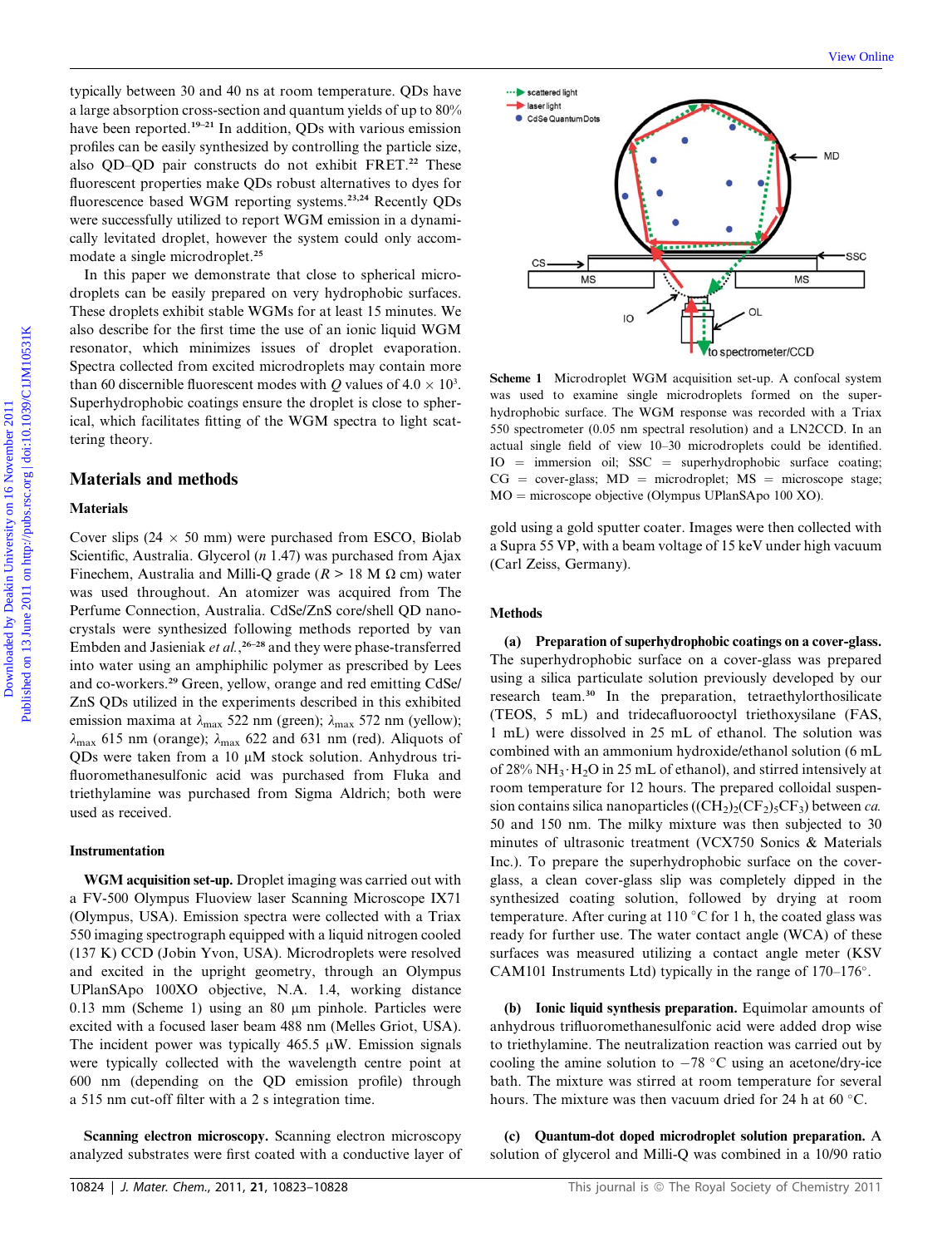typically between 30 and 40 ns at room temperature. QDs have a large absorption cross-section and quantum yields of up to 80% have been reported.[19–21] In addition, QDs with various emission profiles can be easily synthesized by controlling the particle size, also QD–QD pair constructs do not exhibit FRET.[22] These fluorescent properties make QDs robust alternatives to dyes for fluorescence based WGM reporting systems.[23,24] Recently QDs were successfully utilized to report WGM emission in a dynamically levitated droplet, however the system could only accommodate a single microdroplet.[25]

In this paper we demonstrate that close to spherical microdroplets can be easily prepared on very hydrophobic surfaces. These droplets exhibit stable WGMs for at least 15 minutes. We also describe for the first time the use of an ionic liquid WGM resonator, which minimizes issues of droplet evaporation. Spectra collected from excited microdroplets may contain more than 60 discernible fluorescent modes with $Q$ values of $4.0 \times 10^3$. Superhydrophobic coatings ensure the droplet is close to spherical, which facilitates fitting of the WGM spectra to light scattering theory.

## Materials and methods

### Materials

Cover slips (24 × 50 mm) were purchased from ESCO, Biolab Scientific, Australia. Glycerol ($n$ 1.47) was purchased from Ajax Finechem, Australia and Milli-Q grade ($R$ > 18 M Ω cm) water was used throughout. An atomizer was acquired from The Perfume Connection, Australia. CdSe/ZnS core/shell QD nanocrystals were synthesized following methods reported by van Embden and Jasieniak *et al.*,[26–28] and they were phase-transferred into water using an amphiphilic polymer as prescribed by Lees and co-workers.[29] Green, yellow, orange and red emitting CdSe/ZnS QDs utilized in the experiments described in this exhibited emission maxima at $\lambda_{max}$ 522 nm (green); $\lambda_{max}$ 572 nm (yellow); $\lambda_{max}$ 615 nm (orange); $\lambda_{max}$ 622 and 631 nm (red). Aliquots of QDs were taken from a 10 μM stock solution. Anhydrous trifluoromethanesulfonic acid was purchased from Fluka and triethylamine was purchased from Sigma Aldrich; both were used as received.

### Instrumentation

**WGM acquisition set-up.** Droplet imaging was carried out with a FV-500 Olympus Fluoview laser Scanning Microscope IX71 (Olympus, USA). Emission spectra were collected with a Triax 550 imaging spectrograph equipped with a liquid nitrogen cooled (137 K) CCD (Jobin Yvon, USA). Microdroplets were resolved and excited in the upright geometry, through an Olympus UPlanSApo 100XO objective, N.A. 1.4, working distance 0.13 mm (Scheme 1) using an 80 μm pinhole. Particles were excited with a focused laser beam 488 nm (Melles Griot, USA). The incident power was typically 465.5 μW. Emission signals were typically collected with the wavelength centre point at 600 nm (depending on the QD emission profile) through a 515 nm cut-off filter with a 2 s integration time.

**Scanning electron microscopy.** Scanning electron microscopy analyzed substrates were first coated with a conductive layer of gold using a gold sputter coater. Images were then collected with a Supra 55 VP, with a beam voltage of 15 keV under high vacuum (Carl Zeiss, Germany).

Scheme 1 Microdroplet WGM acquisition set-up. A confocal system was used to examine single microdroplets formed on the superhydrophobic surface. The WGM response was recorded with a Triax 550 spectrometer (0.05 nm spectral resolution) and a LN2CCD. In an actual single field of view 10–30 microdroplets could be identified. IO = immersion oil; SSC = superhydrophobic surface coating; CG = cover-glass; MD = microdroplet; MS = microscope stage; MO = microscope objective (Olympus UPlanSApo 100 XO).

### Methods

**(a) Preparation of superhydrophobic coatings on a cover-glass.** The superhydrophobic surface on a cover-glass was prepared using a silica particulate solution previously developed by our research team.[30] In the preparation, tetraethylorthosilicate (TEOS, 5 mL) and tridecafluorooctyl triethoxysilane (FAS, 1 mL) were dissolved in 25 mL of ethanol. The solution was combined with an ammonium hydroxide/ethanol solution (6 mL of 28% $NH_3 \cdot H_2O$ in 25 mL of ethanol), and stirred intensively at room temperature for 12 hours. The prepared colloidal suspension contains silica nanoparticles ($(CH_2)_2(CF_2)_5CF_3$) between *ca.* 50 and 150 nm. The milky mixture was then subjected to 30 minutes of ultrasonic treatment (VCX750 Sonics & Materials Inc.). To prepare the superhydrophobic surface on the cover-glass, a clean cover-glass slip was completely dipped in the synthesized coating solution, followed by drying at room temperature. After curing at 110 °C for 1 h, the coated glass was ready for further use. The water contact angle (WCA) of these surfaces was measured utilizing a contact angle meter (KSV CAM101 Instruments Ltd) typically in the range of 170–176°.

**(b) Ionic liquid synthesis preparation.** Equimolar amounts of anhydrous trifluoromethanesulfonic acid were added drop wise to triethylamine. The neutralization reaction was carried out by cooling the amine solution to −78 °C using an acetone/dry-ice bath. The mixture was stirred at room temperature for several hours. The mixture was then vacuum dried for 24 h at 60 °C.

**(c) Quantum-dot doped microdroplet solution preparation.** A solution of glycerol and Milli-Q was combined in a 10/90 ratio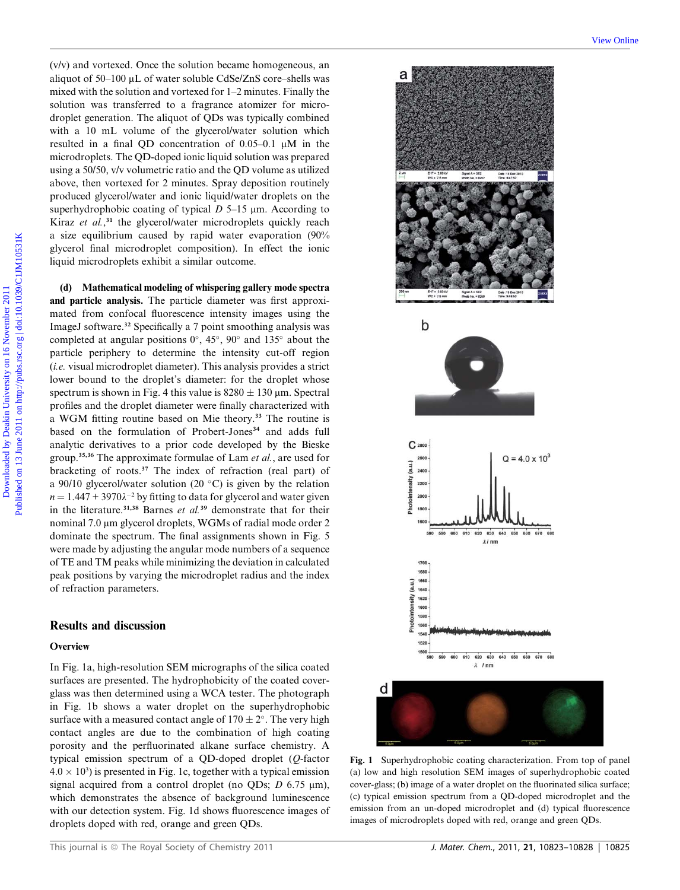(v/v) and vortexed. Once the solution became homogeneous, an aliquot of 50–100 μL of water soluble CdSe/ZnS core–shells was mixed with the solution and vortexed for 1–2 minutes. Finally the solution was transferred to a fragrance atomizer for microdroplet generation. The aliquot of QDs was typically combined with a 10 mL volume of the glycerol/water solution which resulted in a final QD concentration of 0.05–0.1 μM in the microdroplets. The QD-doped ionic liquid solution was prepared using a 50/50, v/v volumetric ratio and the QD volume as utilized above, then vortexed for 2 minutes. Spray deposition routinely produced glycerol/water and ionic liquid/water droplets on the superhydrophobic coating of typical $D$ 5–15 μm. According to Kiraz *et al.*,[31] the glycerol/water microdroplets quickly reach a size equilibrium caused by rapid water evaporation (90% glycerol final microdroplet composition). In effect the ionic liquid microdroplets exhibit a similar outcome.

**(d) Mathematical modeling of whispering gallery mode spectra and particle analysis.** The particle diameter was first approximated from confocal fluorescence intensity images using the ImageJ software.[32] Specifically a 7 point smoothing analysis was completed at angular positions 0°, 45°, 90° and 135° about the particle periphery to determine the intensity cut-off region (*i.e.* visual microdroplet diameter). This analysis provides a strict lower bound to the droplet's diameter: for the droplet whose spectrum is shown in Fig. 4 this value is 8280 ± 130 μm. Spectral profiles and the droplet diameter were finally characterized with a WGM fitting routine based on Mie theory.[33] The routine is based on the formulation of Probert-Jones[34] and adds full analytic derivatives to a prior code developed by the Bieske group.[35,36] The approximate formulae of Lam *et al.*, are used for bracketing of roots.[37] The index of refraction (real part) of a 90/10 glycerol/water solution (20 °C) is given by the relation $n = 1.447 + 3970\lambda^{-2}$ by fitting to data for glycerol and water given in the literature.[31,38] Barnes *et al.*[39] demonstrate that for their nominal 7.0 μm glycerol droplets, WGMs of radial mode order 2 dominate the spectrum. The final assignments shown in Fig. 5 were made by adjusting the angular mode numbers of a sequence of TE and TM peaks while minimizing the deviation in calculated peak positions by varying the microdroplet radius and the index of refraction parameters.

## Results and discussion

### Overview

In Fig. 1a, high-resolution SEM micrographs of the silica coated surfaces are presented. The hydrophobicity of the coated coverglass was then determined using a WCA tester. The photograph in Fig. 1b shows a water droplet on the superhydrophobic surface with a measured contact angle of 170 ± 2°. The very high contact angles are due to the combination of high coating porosity and the perfluorinated alkane surface chemistry. A typical emission spectrum of a QD-doped droplet ($Q$-factor $4.0 \times 10^3$) is presented in Fig. 1c, together with a typical emission signal acquired from a control droplet (no QDs; $D$ 6.75 μm), which demonstrates the absence of background luminescence with our detection system. Fig. 1d shows fluorescence images of droplets doped with red, orange and green QDs.

Fig. 1 Superhydrophobic coating characterization. From top of panel (a) low and high resolution SEM images of superhydrophobic coated cover-glass; (b) image of a water droplet on the fluorinated silica surface; (c) typical emission spectrum from a QD-doped microdroplet and the emission from an un-doped microdroplet and (d) typical fluorescence images of microdroplets doped with red, orange and green QDs.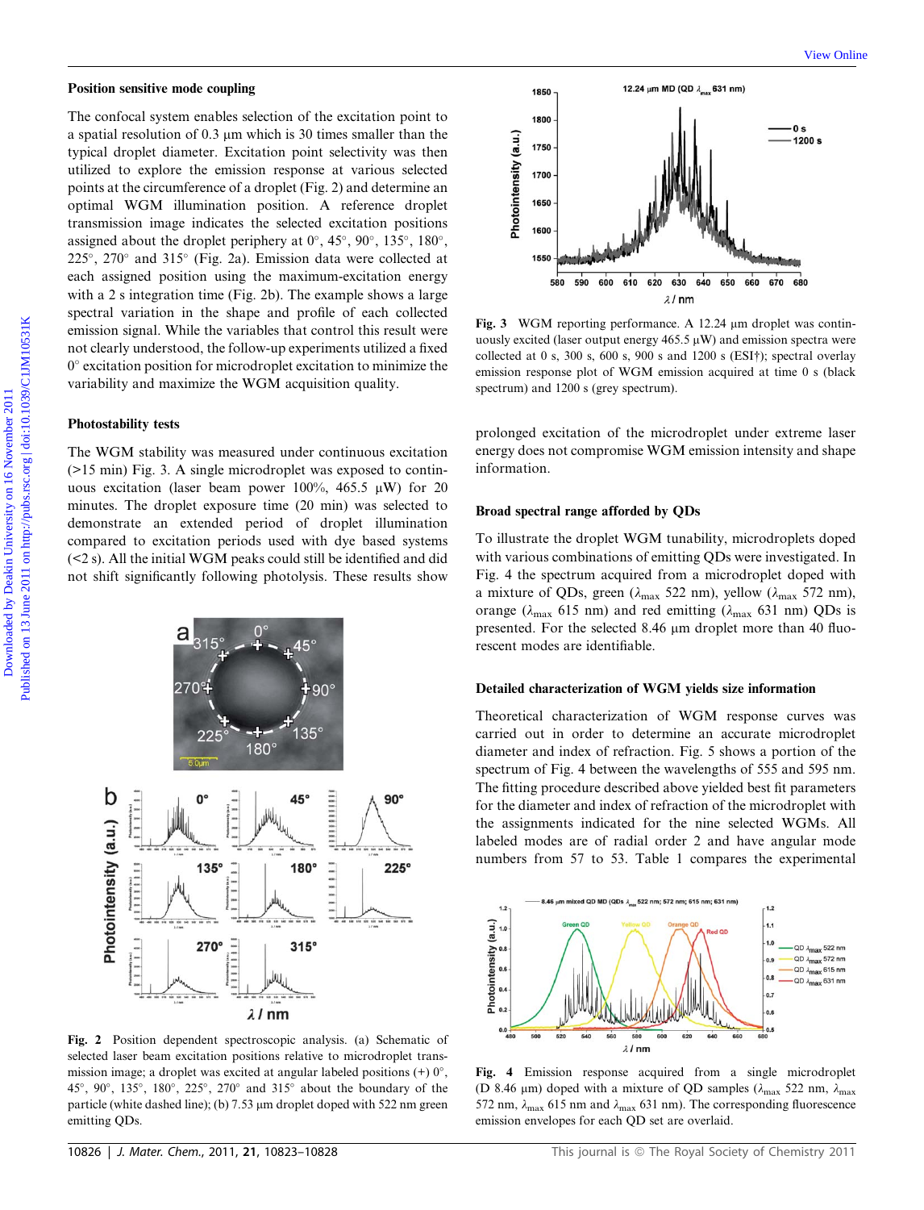### Position sensitive mode coupling

The confocal system enables selection of the excitation point to a spatial resolution of 0.3 μm which is 30 times smaller than the typical droplet diameter. Excitation point selectivity was then utilized to explore the emission response at various selected points at the circumference of a droplet (Fig. 2) and determine an optimal WGM illumination position. A reference droplet transmission image indicates the selected excitation positions assigned about the droplet periphery at 0°, 45°, 90°, 135°, 180°, 225°, 270° and 315° (Fig. 2a). Emission data were collected at each assigned position using the maximum-excitation energy with a 2 s integration time (Fig. 2b). The example shows a large spectral variation in the shape and profile of each collected emission signal. While the variables that control this result were not clearly understood, the follow-up experiments utilized a fixed 0° excitation position for microdroplet excitation to minimize the variability and maximize the WGM acquisition quality.

### Photostability tests

The WGM stability was measured under continuous excitation (>15 min) Fig. 3. A single microdroplet was exposed to continuous excitation (laser beam power 100%, 465.5 μW) for 20 minutes. The droplet exposure time (20 min) was selected to demonstrate an extended period of droplet illumination compared to excitation periods used with dye based systems (<2 s). All the initial WGM peaks could still be identified and did not shift significantly following photolysis. These results show prolonged excitation of the microdroplet under extreme laser energy does not compromise WGM emission intensity and shape information.

**Fig. 2** Position dependent spectroscopic analysis. (a) Schematic of selected laser beam excitation positions relative to microdroplet transmission image; a droplet was excited at angular labeled positions (+) 0°, 45°, 90°, 135°, 180°, 225°, 270° and 315° about the boundary of the particle (white dashed line); (b) 7.53 μm droplet doped with 522 nm green emitting QDs.

**Fig. 3** WGM reporting performance. A 12.24 μm droplet was continuously excited (laser output energy 465.5 μW) and emission spectra were collected at 0 s, 300 s, 600 s, 900 s and 1200 s (ESI†); spectral overlay emission response plot of WGM emission acquired at time 0 s (black spectrum) and 1200 s (grey spectrum).

### Broad spectral range afforded by QDs

To illustrate the droplet WGM tunability, microdroplets doped with various combinations of emitting QDs were investigated. In Fig. 4 the spectrum acquired from a microdroplet doped with a mixture of QDs, green ($\lambda_{max}$ 522 nm), yellow ($\lambda_{max}$ 572 nm), orange ($\lambda_{max}$ 615 nm) and red emitting ($\lambda_{max}$ 631 nm) QDs is presented. For the selected 8.46 μm droplet more than 40 fluorescent modes are identifiable.

### Detailed characterization of WGM yields size information

Theoretical characterization of WGM response curves was carried out in order to determine an accurate microdroplet diameter and index of refraction. Fig. 5 shows a portion of the spectrum of Fig. 4 between the wavelengths of 555 and 595 nm. The fitting procedure described above yielded best fit parameters for the diameter and index of refraction of the microdroplet with the assignments indicated for the nine selected WGMs. All labeled modes are of radial order 2 and have angular mode numbers from 57 to 53. Table 1 compares the experimental

**Fig. 4** Emission response acquired from a single microdroplet (D 8.46 μm) doped with a mixture of QD samples ($\lambda_{max}$ 522 nm, $\lambda_{max}$ 572 nm, $\lambda_{max}$ 615 nm and $\lambda_{max}$ 631 nm). The corresponding fluorescence emission envelopes for each QD set are overlaid.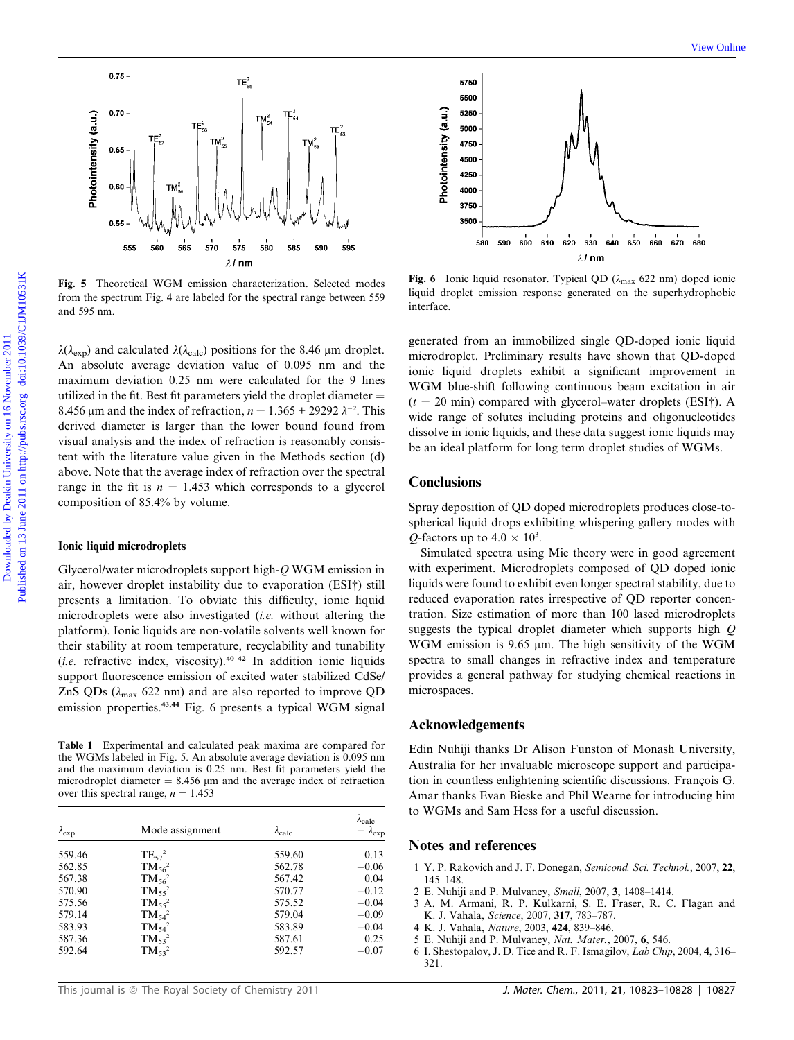Fig. 5 Theoretical WGM emission characterization. Selected modes from the spectrum Fig. 4 are labeled for the spectral range between 559 and 595 nm.

Fig. 6 Ionic liquid resonator. Typical QD ($\lambda_{max}$ 622 nm) doped ionic liquid droplet emission response generated on the superhydrophobic interface.

$\lambda(\lambda_{exp})$ and calculated $\lambda(\lambda_{calc})$ positions for the 8.46 μm droplet. An absolute average deviation value of 0.095 nm and the maximum deviation 0.25 nm were calculated for the 9 lines utilized in the fit. Best fit parameters yield the droplet diameter = 8.456 μm and the index of refraction, $n = 1.365 + 29292\ \lambda^{-2}$. This derived diameter is larger than the lower bound found from visual analysis and the index of refraction is reasonably consistent with the literature value given in the Methods section (d) above. Note that the average index of refraction over the spectral range in the fit is $n = 1.453$ which corresponds to a glycerol composition of 85.4% by volume.

### Ionic liquid microdroplets

Glycerol/water microdroplets support high-$Q$ WGM emission in air, however droplet instability due to evaporation (ESI†) still presents a limitation. To obviate this difficulty, ionic liquid microdroplets were also investigated (*i.e.* without altering the platform). Ionic liquids are non-volatile solvents well known for their stability at room temperature, recyclability and tunability (*i.e.* refractive index, viscosity).[40–42] In addition ionic liquids support fluorescence emission of excited water stabilized CdSe/ZnS QDs ($\lambda_{max}$ 622 nm) and are also reported to improve QD emission properties.[43,44] Fig. 6 presents a typical WGM signal generated from an immobilized single QD-doped ionic liquid microdroplet. Preliminary results have shown that QD-doped ionic liquid droplets exhibit a significant improvement in WGM blue-shift following continuous beam excitation in air ($t$ = 20 min) compared with glycerol–water droplets (ESI†). A wide range of solutes including proteins and oligonucleotides dissolve in ionic liquids, and these data suggest ionic liquids may be an ideal platform for long term droplet studies of WGMs.

**Table 1** Experimental and calculated peak maxima are compared for the WGMs labeled in Fig. 5. An absolute average deviation is 0.095 nm and the maximum deviation is 0.25 nm. Best fit parameters yield the microdroplet diameter = 8.456 μm and the average index of refraction over this spectral range, $n = 1.453$

| $\lambda_{exp}$ | Mode assignment | $\lambda_{calc}$ | $\lambda_{calc} - \lambda_{exp}$ |
|---|---|---|---|
| 559.46 | $TE_{57}^{2}$ | 559.60 | 0.13 |
| 562.85 | $TM_{56}^{2}$ | 562.78 | −0.06 |
| 567.38 | $TM_{56}^{2}$ | 567.42 | 0.04 |
| 570.90 | $TM_{55}^{2}$ | 570.77 | −0.12 |
| 575.56 | $TM_{55}^{2}$ | 575.52 | −0.04 |
| 579.14 | $TM_{54}^{2}$ | 579.04 | −0.09 |
| 583.93 | $TM_{54}^{2}$ | 583.89 | −0.04 |
| 587.36 | $TM_{53}^{2}$ | 587.61 | 0.25 |
| 592.64 | $TM_{53}^{2}$ | 592.57 | −0.07 |

## Conclusions

Spray deposition of QD doped microdroplets produces close-to-spherical liquid drops exhibiting whispering gallery modes with $Q$-factors up to $4.0 \times 10^3$.

Simulated spectra using Mie theory were in good agreement with experiment. Microdroplets composed of QD doped ionic liquids were found to exhibit even longer spectral stability, due to reduced evaporation rates irrespective of QD reporter concentration. Size estimation of more than 100 lased microdroplets suggests the typical droplet diameter which supports high $Q$ WGM emission is 9.65 μm. The high sensitivity of the WGM spectra to small changes in refractive index and temperature provides a general pathway for studying chemical reactions in microspaces.

## Acknowledgements

Edin Nuhiji thanks Dr Alison Funston of Monash University, Australia for her invaluable microscope support and participation in countless enlightening scientific discussions. François G. Amar thanks Evan Bieske and Phil Wearne for introducing him to WGMs and Sam Hess for a useful discussion.

## Notes and references

1 Y. P. Rakovich and J. F. Donegan, *Semicond. Sci. Technol.*, 2007, **22**, 145–148.
2 E. Nuhiji and P. Mulvaney, *Small*, 2007, **3**, 1408–1414.
3 A. M. Armani, R. P. Kulkarni, S. E. Fraser, R. C. Flagan and K. J. Vahala, *Science*, 2007, **317**, 783–787.
4 K. J. Vahala, *Nature*, 2003, **424**, 839–846.
5 E. Nuhiji and P. Mulvaney, *Nat. Mater.*, 2007, **6**, 546.
6 I. Shestopalov, J. D. Tice and R. F. Ismagilov, *Lab Chip*, 2004, **4**, 316–321.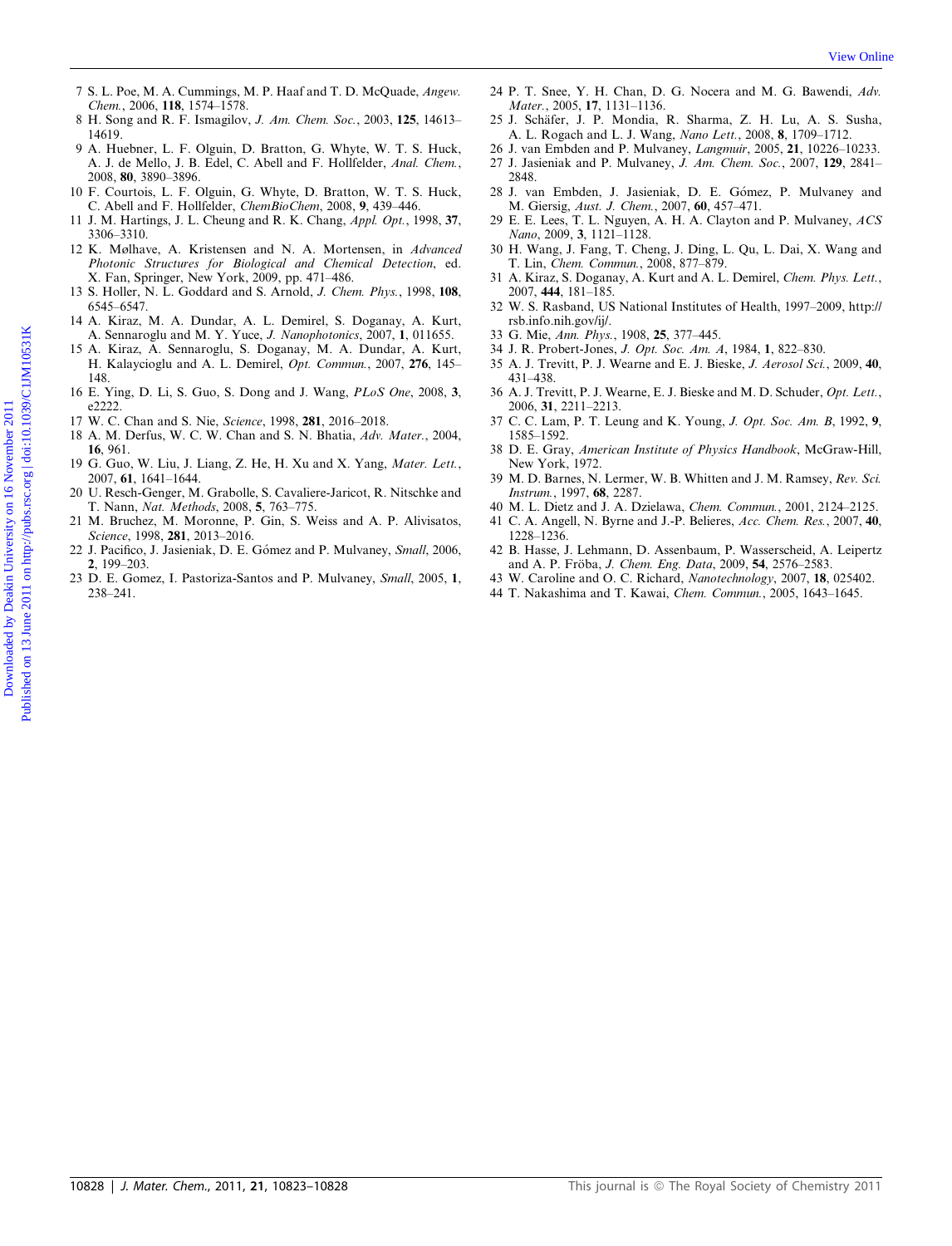7 S. L. Poe, M. A. Cummings, M. P. Haaf and T. D. McQuade, *Angew. Chem.*, 2006, **118**, 1574–1578.
8 H. Song and R. F. Ismagilov, *J. Am. Chem. Soc.*, 2003, **125**, 14613–14619.
9 A. Huebner, L. F. Olguin, D. Bratton, G. Whyte, W. T. S. Huck, A. J. de Mello, J. B. Edel, C. Abell and F. Hollfelder, *Anal. Chem.*, 2008, **80**, 3890–3896.
10 F. Courtois, L. F. Olguin, G. Whyte, D. Bratton, W. T. S. Huck, C. Abell and F. Hollfelder, *ChemBioChem*, 2008, **9**, 439–446.
11 J. M. Hartings, J. L. Cheung and R. K. Chang, *Appl. Opt.*, 1998, **37**, 3306–3310.
12 K. Mølhave, A. Kristensen and N. A. Mortensen, in *Advanced Photonic Structures for Biological and Chemical Detection*, ed. X. Fan, Springer, New York, 2009, pp. 471–486.
13 S. Holler, N. L. Goddard and S. Arnold, *J. Chem. Phys.*, 1998, **108**, 6545–6547.
14 A. Kiraz, M. A. Dundar, A. L. Demirel, S. Doganay, A. Kurt, A. Sennaroglu and M. Y. Yuce, *J. Nanophotonics*, 2007, **1**, 011655.
15 A. Kiraz, A. Sennaroglu, S. Doganay, M. A. Dundar, A. Kurt, H. Kalaycioglu and A. L. Demirel, *Opt. Commun.*, 2007, **276**, 145–148.
16 E. Ying, D. Li, S. Guo, S. Dong and J. Wang, *PLoS One*, 2008, **3**, e2222.
17 W. C. Chan and S. Nie, *Science*, 1998, **281**, 2016–2018.
18 A. M. Derfus, W. C. W. Chan and S. N. Bhatia, *Adv. Mater.*, 2004, **16**, 961.
19 G. Guo, W. Liu, J. Liang, Z. He, H. Xu and X. Yang, *Mater. Lett.*, 2007, **61**, 1641–1644.
20 U. Resch-Genger, M. Grabolle, S. Cavaliere-Jaricot, R. Nitschke and T. Nann, *Nat. Methods*, 2008, **5**, 763–775.
21 M. Bruchez, M. Moronne, P. Gin, S. Weiss and A. P. Alivisatos, *Science*, 1998, **281**, 2013–2016.
22 J. Pacifico, J. Jasieniak, D. E. Gómez and P. Mulvaney, *Small*, 2006, **2**, 199–203.
23 D. E. Gomez, I. Pastoriza-Santos and P. Mulvaney, *Small*, 2005, **1**, 238–241.
24 P. T. Snee, Y. H. Chan, D. G. Nocera and M. G. Bawendi, *Adv. Mater.*, 2005, **17**, 1131–1136.
25 J. Schäfer, J. P. Mondia, R. Sharma, Z. H. Lu, A. S. Susha, A. L. Rogach and L. J. Wang, *Nano Lett.*, 2008, **8**, 1709–1712.
26 J. van Embden and P. Mulvaney, *Langmuir*, 2005, **21**, 10226–10233.
27 J. Jasieniak and P. Mulvaney, *J. Am. Chem. Soc.*, 2007, **129**, 2841–2848.
28 J. van Embden, J. Jasieniak, D. E. Gómez, P. Mulvaney and M. Giersig, *Aust. J. Chem.*, 2007, **60**, 457–471.
29 E. E. Lees, T. L. Nguyen, A. H. A. Clayton and P. Mulvaney, *ACS Nano*, 2009, **3**, 1121–1128.
30 H. Wang, J. Fang, T. Cheng, J. Ding, L. Qu, L. Dai, X. Wang and T. Lin, *Chem. Commun.*, 2008, 877–879.
31 A. Kiraz, S. Doganay, A. Kurt and A. L. Demirel, *Chem. Phys. Lett.*, 2007, **444**, 181–185.
32 W. S. Rasband, US National Institutes of Health, 1997–2009, http://rsb.info.nih.gov/ij/.
33 G. Mie, *Ann. Phys.*, 1908, **25**, 377–445.
34 J. R. Probert-Jones, *J. Opt. Soc. Am. A*, 1984, **1**, 822–830.
35 A. J. Trevitt, P. J. Wearne and E. J. Bieske, *J. Aerosol Sci.*, 2009, **40**, 431–438.
36 A. J. Trevitt, P. J. Wearne, E. J. Bieske and M. D. Schuder, *Opt. Lett.*, 2006, **31**, 2211–2213.
37 C. C. Lam, P. T. Leung and K. Young, *J. Opt. Soc. Am. B*, 1992, **9**, 1585–1592.
38 D. E. Gray, *American Institute of Physics Handbook*, McGraw-Hill, New York, 1972.
39 M. D. Barnes, N. Lermer, W. B. Whitten and J. M. Ramsey, *Rev. Sci. Instrum.*, 1997, **68**, 2287.
40 M. L. Dietz and J. A. Dzielawa, *Chem. Commun.*, 2001, 2124–2125.
41 C. A. Angell, N. Byrne and J.-P. Belieres, *Acc. Chem. Res.*, 2007, **40**, 1228–1236.
42 B. Hasse, J. Lehmann, D. Assenbaum, P. Wasserscheid, A. Leipertz and A. P. Fröba, *J. Chem. Eng. Data*, 2009, **54**, 2576–2583.
43 W. Caroline and O. C. Richard, *Nanotechnology*, 2007, **18**, 025402.
44 T. Nakashima and T. Kawai, *Chem. Commun.*, 2005, 1643–1645.